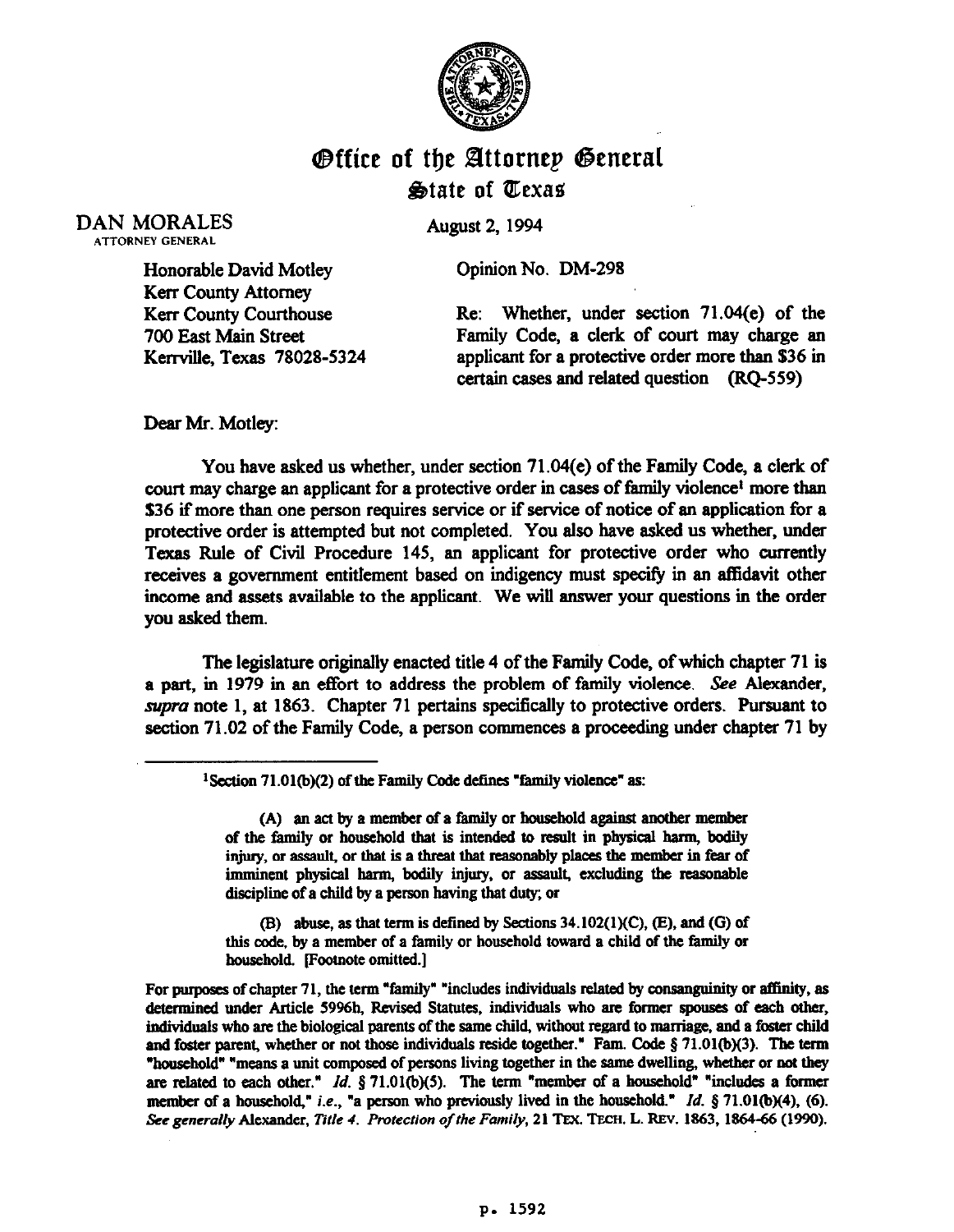# Office of the Attorney General
## State of Texas

DAN MORALES
ATTORNEY GENERAL

August 2, 1994

Honorable David Motley
Kerr County Attorney
Kerr County Courthouse
700 East Main Street
Kerrville, Texas 78028-5324

Opinion No. DM-298

Re: Whether, under section 71.04(e) of the Family Code, a clerk of court may charge an applicant for a protective order more than $36 in certain cases and related question (RQ-559)

Dear Mr. Motley:

You have asked us whether, under section 71.04(e) of the Family Code, a clerk of court may charge an applicant for a protective order in cases of family violence[1] more than $36 if more than one person requires service or if service of notice of an application for a protective order is attempted but not completed. You also have asked us whether, under Texas Rule of Civil Procedure 145, an applicant for protective order who currently receives a government entitlement based on indigency must specify in an affidavit other income and assets available to the applicant. We will answer your questions in the order you asked them.

The legislature originally enacted title 4 of the Family Code, of which chapter 71 is a part, in 1979 in an effort to address the problem of family violence. *See* Alexander, *supra* note 1, at 1863. Chapter 71 pertains specifically to protective orders. Pursuant to section 71.02 of the Family Code, a person commences a proceeding under chapter 71 by

---

[1]Section 71.01(b)(2) of the Family Code defines "family violence" as:

> (A) an act by a member of a family or household against another member of the family or household that is intended to result in physical harm, bodily injury, or assault, or that is a threat that reasonably places the member in fear of imminent physical harm, bodily injury, or assault, excluding the reasonable discipline of a child by a person having that duty; or
>
> (B) abuse, as that term is defined by Sections 34.102(1)(C), (E), and (G) of this code, by a member of a family or household toward a child of the family or household. [Footnote omitted.]

For purposes of chapter 71, the term "family" "includes individuals related by consanguinity or affinity, as determined under Article 5996h, Revised Statutes, individuals who are former spouses of each other, individuals who are the biological parents of the same child, without regard to marriage, and a foster child and foster parent, whether or not those individuals reside together." Fam. Code § 71.01(b)(3). The term "household" "means a unit composed of persons living together in the same dwelling, whether or not they are related to each other." *Id.* § 71.01(b)(5). The term "member of a household" "includes a former member of a household," *i.e.*, "a person who previously lived in the household." *Id.* § 71.01(b)(4), (6). *See generally* Alexander, *Title 4. Protection of the Family*, 21 TEX. TECH. L. REV. 1863, 1864-66 (1990).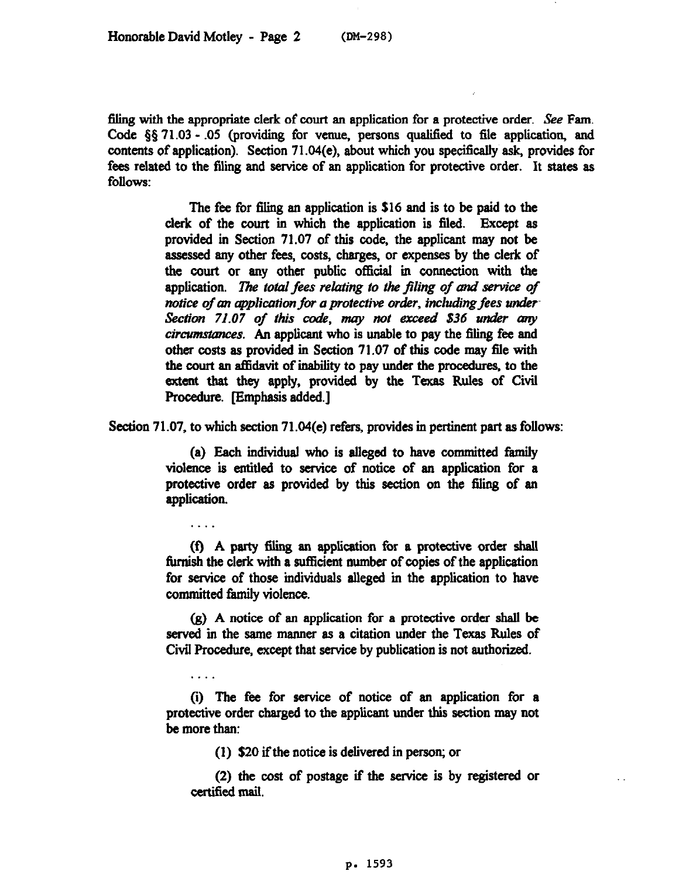filing with the appropriate clerk of court an application for a protective order. *See* Fam. Code §§ 71.03 - .05 (providing for venue, persons qualified to file application, and contents of application). Section 71.04(e), about which you specifically ask, provides for fees related to the filing and service of an application for protective order. It states as follows:

> The fee for filing an application is $16 and is to be paid to the clerk of the court in which the application is filed. Except as provided in Section 71.07 of this code, the applicant may not be assessed any other fees, costs, charges, or expenses by the clerk of the court or any other public official in connection with the application. *The total fees relating to the filing of and service of notice of an application for a protective order, including fees under Section 71.07 of this code, may not exceed $36 under any circumstances.* An applicant who is unable to pay the filing fee and other costs as provided in Section 71.07 of this code may file with the court an affidavit of inability to pay under the procedures, to the extent that they apply, provided by the Texas Rules of Civil Procedure. [Emphasis added.]

Section 71.07, to which section 71.04(e) refers, provides in pertinent part as follows:

> (a) Each individual who is alleged to have committed family violence is entitled to service of notice of an application for a protective order as provided by this section on the filing of an application.
>
> . . . .
>
> (f) A party filing an application for a protective order shall furnish the clerk with a sufficient number of copies of the application for service of those individuals alleged in the application to have committed family violence.
>
> (g) A notice of an application for a protective order shall be served in the same manner as a citation under the Texas Rules of Civil Procedure, except that service by publication is not authorized.
>
> . . . .
>
> (i) The fee for service of notice of an application for a protective order charged to the applicant under this section may not be more than:
>
> (1) $20 if the notice is delivered in person; or
>
> (2) the cost of postage if the service is by registered or certified mail.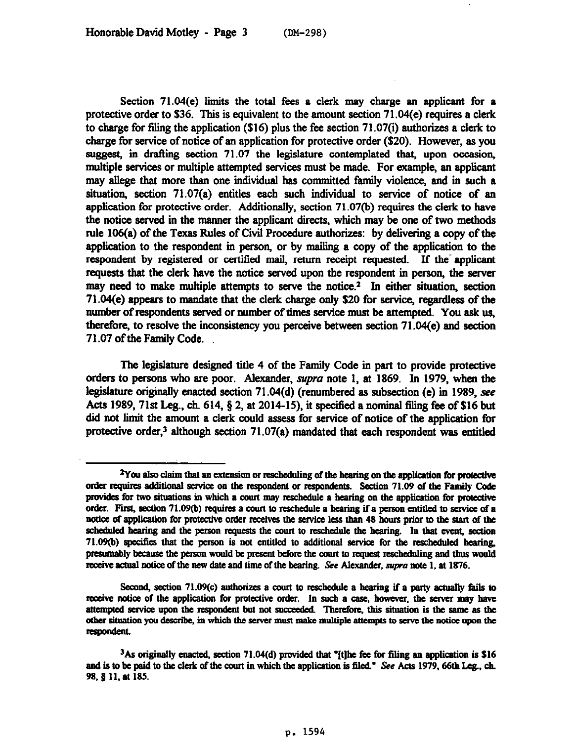Section 71.04(e) limits the total fees a clerk may charge an applicant for a protective order to $36. This is equivalent to the amount section 71.04(e) requires a clerk to charge for filing the application ($16) plus the fee section 71.07(i) authorizes a clerk to charge for service of notice of an application for protective order ($20). However, as you suggest, in drafting section 71.07 the legislature contemplated that, upon occasion, multiple services or multiple attempted services must be made. For example, an applicant may allege that more than one individual has committed family violence, and in such a situation, section 71.07(a) entitles each such individual to service of notice of an application for protective order. Additionally, section 71.07(b) requires the clerk to have the notice served in the manner the applicant directs, which may be one of two methods rule 106(a) of the Texas Rules of Civil Procedure authorizes: by delivering a copy of the application to the respondent in person, or by mailing a copy of the application to the respondent by registered or certified mail, return receipt requested. If the applicant requests that the clerk have the notice served upon the respondent in person, the server may need to make multiple attempts to serve the notice.[2] In either situation, section 71.04(e) appears to mandate that the clerk charge only $20 for service, regardless of the number of respondents served or number of times service must be attempted. You ask us, therefore, to resolve the inconsistency you perceive between section 71.04(e) and section 71.07 of the Family Code.

The legislature designed title 4 of the Family Code in part to provide protective orders to persons who are poor. Alexander, *supra* note 1, at 1869. In 1979, when the legislature originally enacted section 71.04(d) (renumbered as subsection (e) in 1989, *see* Acts 1989, 71st Leg., ch. 614, § 2, at 2014-15), it specified a nominal filing fee of $16 but did not limit the amount a clerk could assess for service of notice of the application for protective order,[3] although section 71.07(a) mandated that each respondent was entitled

---

[2]You also claim that an extension or rescheduling of the hearing on the application for protective order requires additional service on the respondent or respondents. Section 71.09 of the Family Code provides for two situations in which a court may reschedule a hearing on the application for protective order. First, section 71.09(b) requires a court to reschedule a hearing if a person entitled to service of a notice of application for protective order receives the service less than 48 hours prior to the start of the scheduled hearing and the person requests the court to reschedule the hearing. In that event, section 71.09(b) specifies that the person is not entitled to additional service for the rescheduled hearing, presumably because the person would be present before the court to request rescheduling and thus would receive actual notice of the new date and time of the hearing. *See* Alexander, *supra* note 1, at 1876.

Second, section 71.09(c) authorizes a court to reschedule a hearing if a party actually fails to receive notice of the application for protective order. In such a case, however, the server may have attempted service upon the respondent but not succeeded. Therefore, this situation is the same as the other situation you describe, in which the server must make multiple attempts to serve the notice upon the respondent.

[3]As originally enacted, section 71.04(d) provided that "[t]he fee for filing an application is $16 and is to be paid to the clerk of the court in which the application is filed." *See* Acts 1979, 66th Leg., ch. 98, § 11, at 185.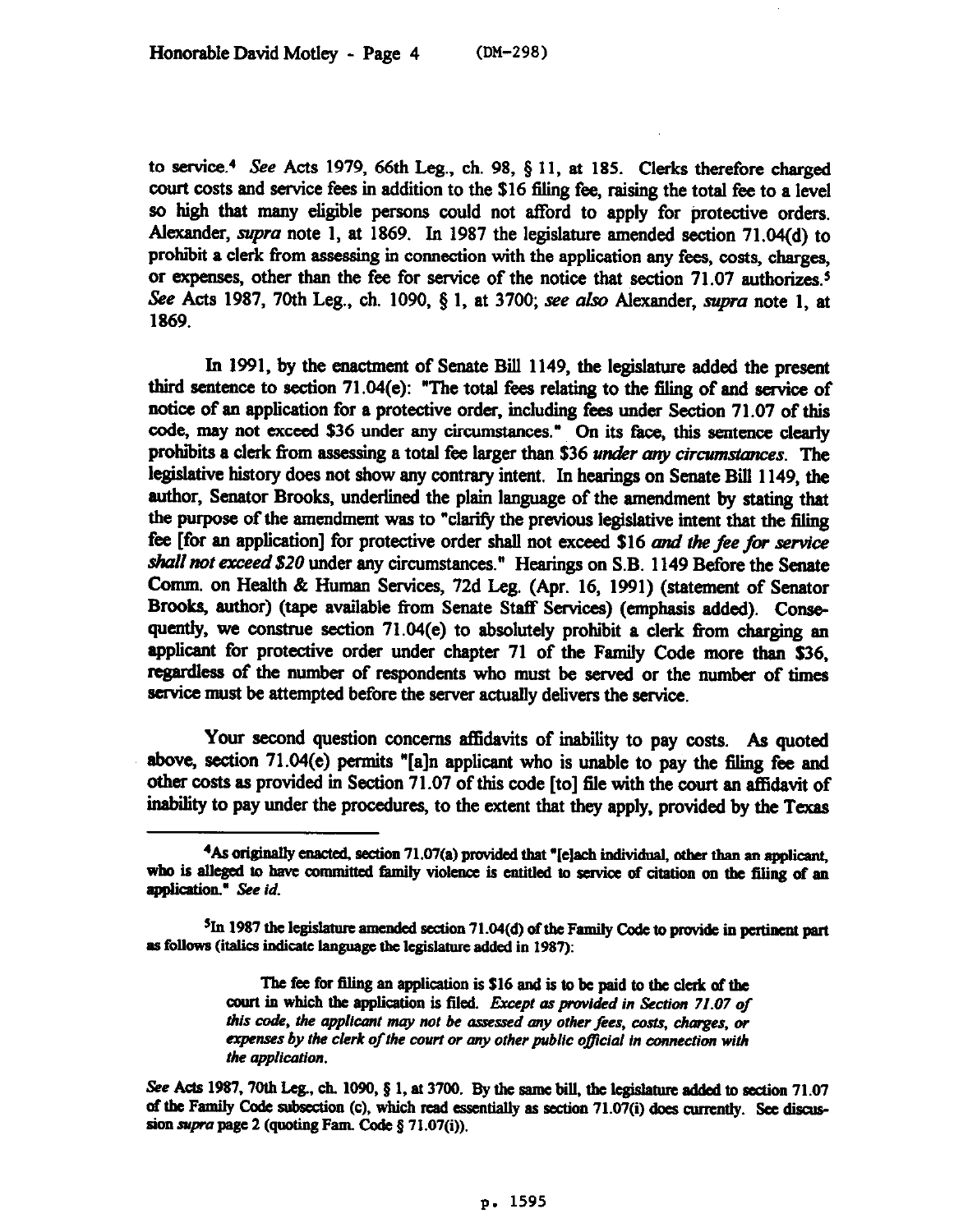to service.[4] *See* Acts 1979, 66th Leg., ch. 98, § 11, at 185. Clerks therefore charged court costs and service fees in addition to the $16 filing fee, raising the total fee to a level so high that many eligible persons could not afford to apply for protective orders. Alexander, *supra* note 1, at 1869. In 1987 the legislature amended section 71.04(d) to prohibit a clerk from assessing in connection with the application any fees, costs, charges, or expenses, other than the fee for service of the notice that section 71.07 authorizes.[5] *See* Acts 1987, 70th Leg., ch. 1090, § 1, at 3700; *see also* Alexander, *supra* note 1, at 1869.

In 1991, by the enactment of Senate Bill 1149, the legislature added the present third sentence to section 71.04(e): "The total fees relating to the filing of and service of notice of an application for a protective order, including fees under Section 71.07 of this code, may not exceed $36 under any circumstances." On its face, this sentence clearly prohibits a clerk from assessing a total fee larger than $36 *under any circumstances*. The legislative history does not show any contrary intent. In hearings on Senate Bill 1149, the author, Senator Brooks, underlined the plain language of the amendment by stating that the purpose of the amendment was to "clarify the previous legislative intent that the filing fee [for an application] for protective order shall not exceed $16 *and the fee for service shall not exceed $20* under any circumstances." Hearings on S.B. 1149 Before the Senate Comm. on Health & Human Services, 72d Leg. (Apr. 16, 1991) (statement of Senator Brooks, author) (tape available from Senate Staff Services) (emphasis added). Consequently, we construe section 71.04(e) to absolutely prohibit a clerk from charging an applicant for protective order under chapter 71 of the Family Code more than $36, regardless of the number of respondents who must be served or the number of times service must be attempted before the server actually delivers the service.

Your second question concerns affidavits of inability to pay costs. As quoted above, section 71.04(e) permits "[a]n applicant who is unable to pay the filing fee and other costs as provided in Section 71.07 of this code [to] file with the court an affidavit of inability to pay under the procedures, to the extent that they apply, provided by the Texas

---

[4]As originally enacted, section 71.07(a) provided that "[e]ach individual, other than an applicant, who is alleged to have committed family violence is entitled to service of citation on the filing of an application." *See id.*

[5]In 1987 the legislature amended section 71.04(d) of the Family Code to provide in pertinent part as follows (italics indicate language the legislature added in 1987):

> The fee for filing an application is $16 and is to be paid to the clerk of the court in which the application is filed. *Except as provided in Section 71.07 of this code, the applicant may not be assessed any other fees, costs, charges, or expenses by the clerk of the court or any other public official in connection with the application.*

*See* Acts 1987, 70th Leg., ch. 1090, § 1, at 3700. By the same bill, the legislature added to section 71.07 of the Family Code subsection (c), which read essentially as section 71.07(i) does currently. See discussion *supra* page 2 (quoting Fam. Code § 71.07(i)).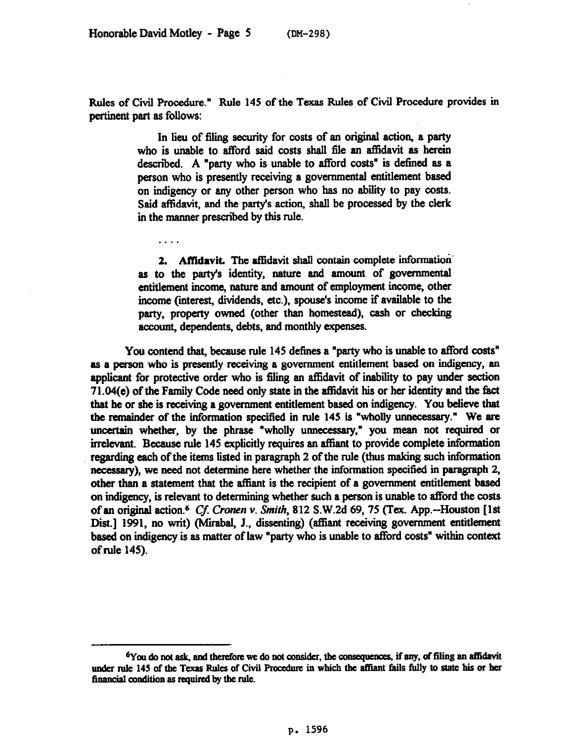Rules of Civil Procedure." Rule 145 of the Texas Rules of Civil Procedure provides in pertinent part as follows:

> In lieu of filing security for costs of an original action, a party who is unable to afford said costs shall file an affidavit as herein described. A "party who is unable to afford costs" is defined as a person who is presently receiving a governmental entitlement based on indigency or any other person who has no ability to pay costs. Said affidavit, and the party's action, shall be processed by the clerk in the manner prescribed by this rule.
>
> . . . .
>
> **2. Affidavit.** The affidavit shall contain complete information as to the party's identity, nature and amount of governmental entitlement income, nature and amount of employment income, other income (interest, dividends, etc.), spouse's income if available to the party, property owned (other than homestead), cash or checking account, dependents, debts, and monthly expenses.

You contend that, because rule 145 defines a "party who is unable to afford costs" as a person who is presently receiving a government entitlement based on indigency, an applicant for protective order who is filing an affidavit of inability to pay under section 71.04(e) of the Family Code need only state in the affidavit his or her identity and the fact that he or she is receiving a government entitlement based on indigency. You believe that the remainder of the information specified in rule 145 is "wholly unnecessary." We are uncertain whether, by the phrase "wholly unnecessary," you mean not required or irrelevant. Because rule 145 explicitly requires an affiant to provide complete information regarding each of the items listed in paragraph 2 of the rule (thus making such information necessary), we need not determine here whether the information specified in paragraph 2, other than a statement that the affiant is the recipient of a government entitlement based on indigency, is relevant to determining whether such a person is unable to afford the costs of an original action.[6] *Cf. Cronen v. Smith*, 812 S.W.2d 69, 75 (Tex. App.--Houston [1st Dist.] 1991, no writ) (Mirabal, J., dissenting) (affiant receiving government entitlement based on indigency is as matter of law "party who is unable to afford costs" within context of rule 145).

---

[6]You do not ask, and therefore we do not consider, the consequences, if any, of filing an affidavit under rule 145 of the Texas Rules of Civil Procedure in which the affiant fails fully to state his or her financial condition as required by the rule.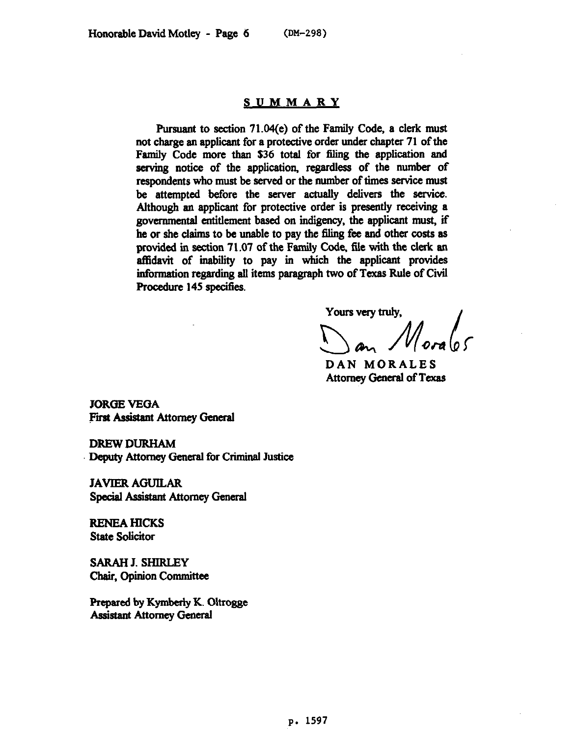## SUMMARY

Pursuant to section 71.04(e) of the Family Code, a clerk must not charge an applicant for a protective order under chapter 71 of the Family Code more than $36 total for filing the application and serving notice of the application, regardless of the number of respondents who must be served or the number of times service must be attempted before the server actually delivers the service. Although an applicant for protective order is presently receiving a governmental entitlement based on indigency, the applicant must, if he or she claims to be unable to pay the filing fee and other costs as provided in section 71.07 of the Family Code, file with the clerk an affidavit of inability to pay in which the applicant provides information regarding all items paragraph two of Texas Rule of Civil Procedure 145 specifies.

Yours very truly,

Dan Morales

DAN MORALES
Attorney General of Texas

JORGE VEGA
First Assistant Attorney General

DREW DURHAM
Deputy Attorney General for Criminal Justice

JAVIER AGUILAR
Special Assistant Attorney General

RENEA HICKS
State Solicitor

SARAH J. SHIRLEY
Chair, Opinion Committee

Prepared by Kymberly K. Oltrogge
Assistant Attorney General